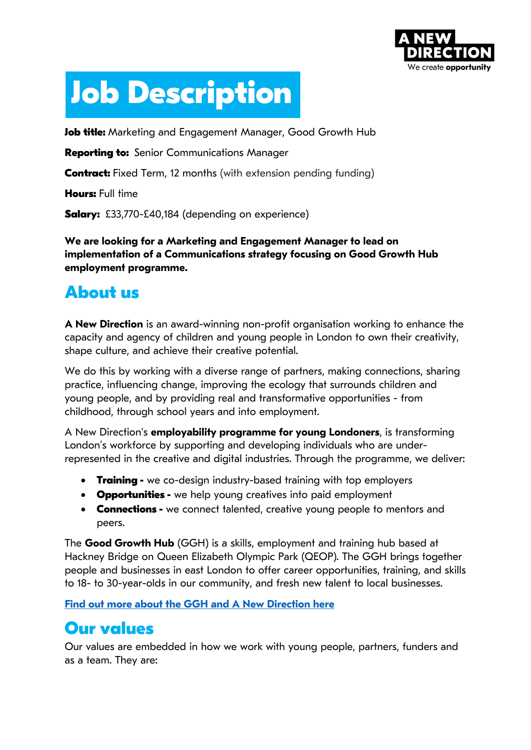# Job Description

**Job title:** Marketing and Engagement Manager, Good Growth Hub

**Reporting to:** Senior Communications Manager

**Contract:** Fixed Term, 12 months (with extension pending funding)

**Hours:** Full time

**Salary:** £33,770-£40,184 (depending on experience)

**We are looking for a Marketing and Engagement Manager to lead on implementation of a Communications strategy focusing on Good Growth Hub employment programme.**

## About us

**A New Direction** is an award-winning non-profit organisation working to enhance the capacity and agency of children and young people in London to own their creativity, shape culture, and achieve their creative potential.

We do this by working with a diverse range of partners, making connections, sharing practice, influencing change, improving the ecology that surrounds children and young people, and by providing real and transformative opportunities - from childhood, through school years and into employment.

A New Direction's **employability programme for young Londoners**, is transforming London's workforce by supporting and developing individuals who are under-represented in the creative and digital industries. Through the programme, we deliver:

- **Training -** we co-design industry-based training with top employers
- **Opportunities -** we help young creatives into paid employment
- **Connections -** we connect talented, creative young people to mentors and peers.

The **Good Growth Hub** (GGH) is a skills, employment and training hub based at Hackney Bridge on Queen Elizabeth Olympic Park (QEOP). The GGH brings together people and businesses in east London to offer career opportunities, training, and skills to 18- to 30-year-olds in our community, and fresh new talent to local businesses.

**Find out more about the GGH and A New Direction here**

## Our values

Our values are embedded in how we work with young people, partners, funders and as a team. They are: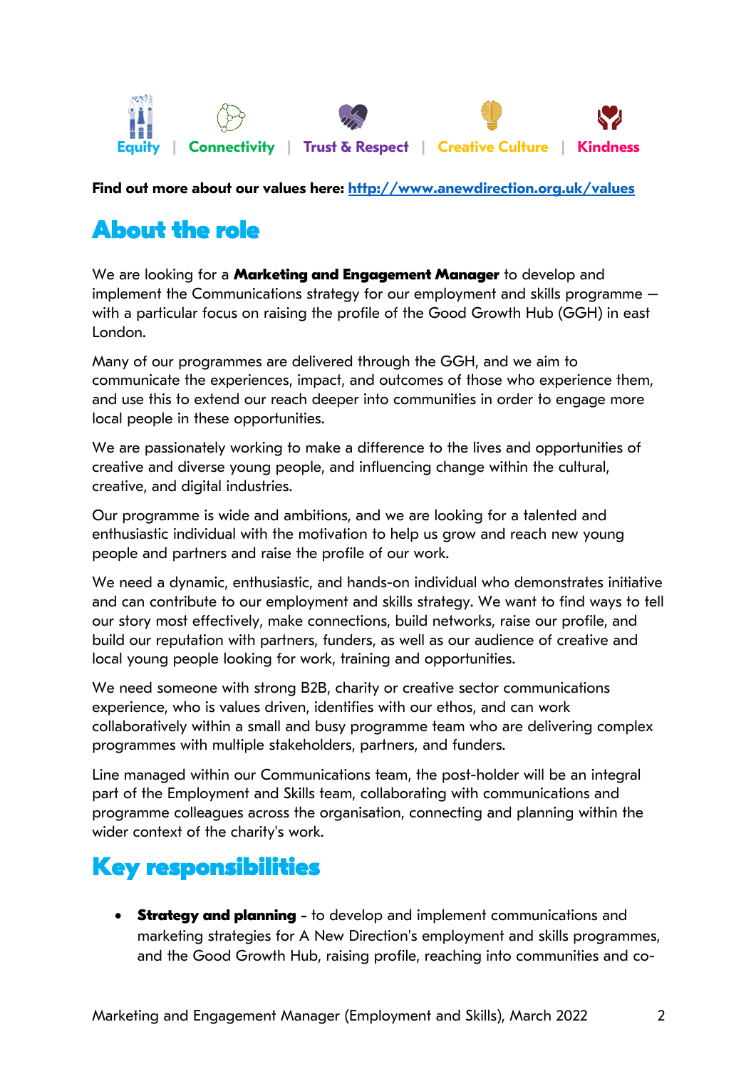Equity | Connectivity | Trust & Respect | Creative Culture | Kindness

**Find out more about our values here: [http://www.anewdirection.org.uk/values](http://www.anewdirection.org.uk/values)**

## About the role

We are looking for a **Marketing and Engagement Manager** to develop and implement the Communications strategy for our employment and skills programme – with a particular focus on raising the profile of the Good Growth Hub (GGH) in east London.

Many of our programmes are delivered through the GGH, and we aim to communicate the experiences, impact, and outcomes of those who experience them, and use this to extend our reach deeper into communities in order to engage more local people in these opportunities.

We are passionately working to make a difference to the lives and opportunities of creative and diverse young people, and influencing change within the cultural, creative, and digital industries.

Our programme is wide and ambitions, and we are looking for a talented and enthusiastic individual with the motivation to help us grow and reach new young people and partners and raise the profile of our work.

We need a dynamic, enthusiastic, and hands-on individual who demonstrates initiative and can contribute to our employment and skills strategy. We want to find ways to tell our story most effectively, make connections, build networks, raise our profile, and build our reputation with partners, funders, as well as our audience of creative and local young people looking for work, training and opportunities.

We need someone with strong B2B, charity or creative sector communications experience, who is values driven, identifies with our ethos, and can work collaboratively within a small and busy programme team who are delivering complex programmes with multiple stakeholders, partners, and funders.

Line managed within our Communications team, the post-holder will be an integral part of the Employment and Skills team, collaborating with communications and programme colleagues across the organisation, connecting and planning within the wider context of the charity's work.

## Key responsibilities

- **Strategy and planning** - to develop and implement communications and marketing strategies for A New Direction's employment and skills programmes, and the Good Growth Hub, raising profile, reaching into communities and co-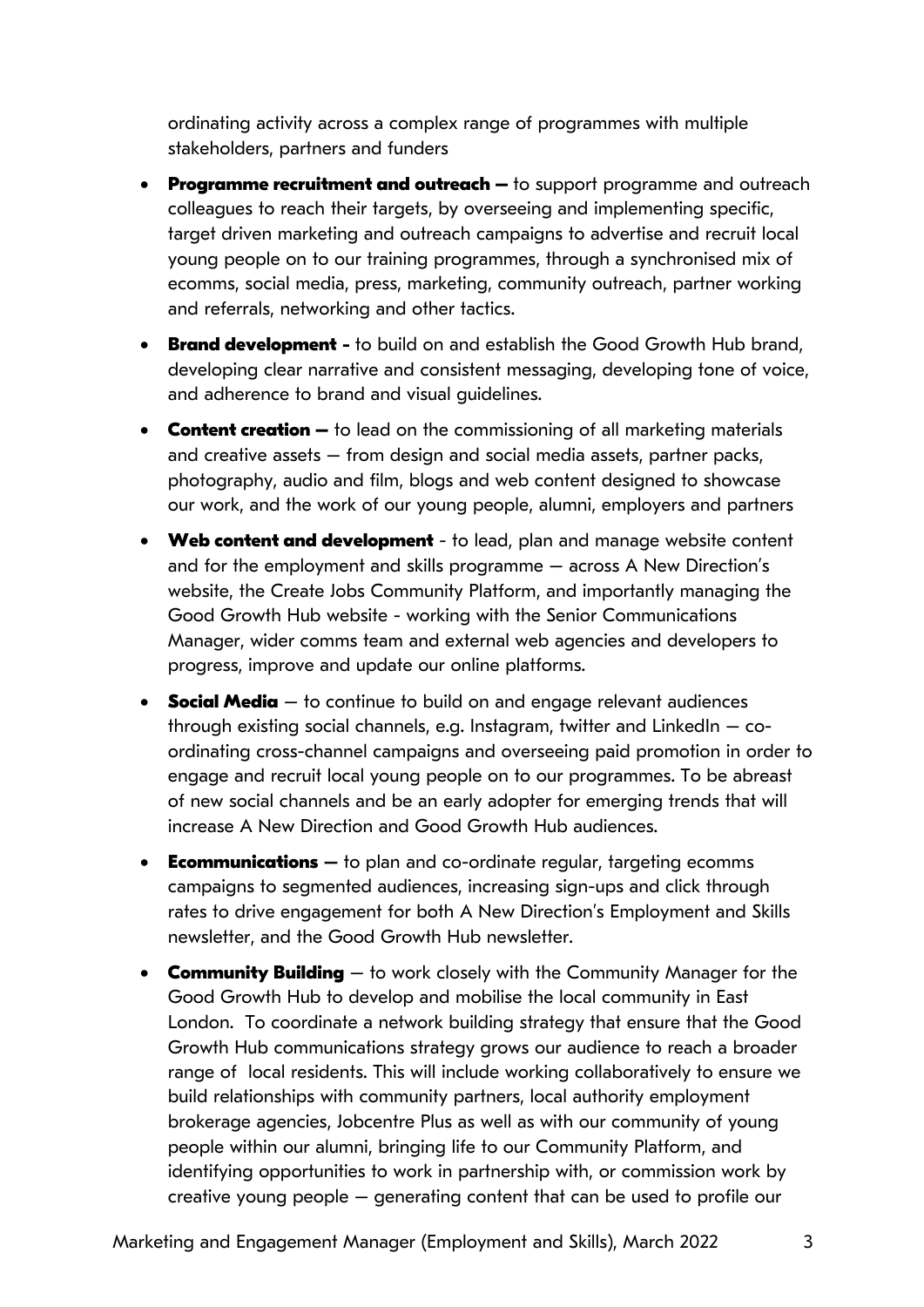ordinating activity across a complex range of programmes with multiple stakeholders, partners and funders

- **Programme recruitment and outreach –** to support programme and outreach colleagues to reach their targets, by overseeing and implementing specific, target driven marketing and outreach campaigns to advertise and recruit local young people on to our training programmes, through a synchronised mix of ecomms, social media, press, marketing, community outreach, partner working and referrals, networking and other tactics.
- **Brand development -** to build on and establish the Good Growth Hub brand, developing clear narrative and consistent messaging, developing tone of voice, and adherence to brand and visual guidelines.
- **Content creation –** to lead on the commissioning of all marketing materials and creative assets – from design and social media assets, partner packs, photography, audio and film, blogs and web content designed to showcase our work, and the work of our young people, alumni, employers and partners
- **Web content and development** - to lead, plan and manage website content and for the employment and skills programme – across A New Direction's website, the Create Jobs Community Platform, and importantly managing the Good Growth Hub website - working with the Senior Communications Manager, wider comms team and external web agencies and developers to progress, improve and update our online platforms.
- **Social Media** – to continue to build on and engage relevant audiences through existing social channels, e.g. Instagram, twitter and LinkedIn – co-ordinating cross-channel campaigns and overseeing paid promotion in order to engage and recruit local young people on to our programmes. To be abreast of new social channels and be an early adopter for emerging trends that will increase A New Direction and Good Growth Hub audiences.
- **Ecommunications –** to plan and co-ordinate regular, targeting ecomms campaigns to segmented audiences, increasing sign-ups and click through rates to drive engagement for both A New Direction's Employment and Skills newsletter, and the Good Growth Hub newsletter.
- **Community Building** – to work closely with the Community Manager for the Good Growth Hub to develop and mobilise the local community in East London. To coordinate a network building strategy that ensure that the Good Growth Hub communications strategy grows our audience to reach a broader range of local residents. This will include working collaboratively to ensure we build relationships with community partners, local authority employment brokerage agencies, Jobcentre Plus as well as with our community of young people within our alumni, bringing life to our Community Platform, and identifying opportunities to work in partnership with, or commission work by creative young people – generating content that can be used to profile our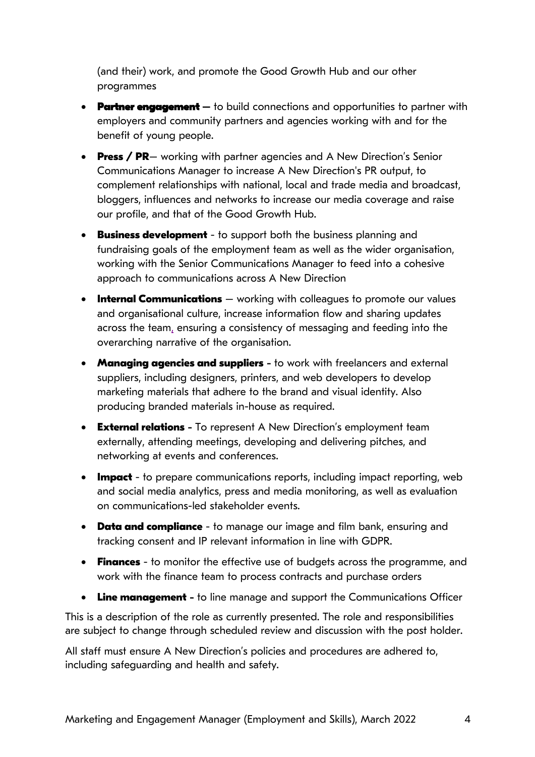(and their) work, and promote the Good Growth Hub and our other programmes

- **Partner engagement** – to build connections and opportunities to partner with employers and community partners and agencies working with and for the benefit of young people.
- **Press / PR**– working with partner agencies and A New Direction's Senior Communications Manager to increase A New Direction's PR output, to complement relationships with national, local and trade media and broadcast, bloggers, influences and networks to increase our media coverage and raise our profile, and that of the Good Growth Hub.
- **Business development** - to support both the business planning and fundraising goals of the employment team as well as the wider organisation, working with the Senior Communications Manager to feed into a cohesive approach to communications across A New Direction
- **Internal Communications** – working with colleagues to promote our values and organisational culture, increase information flow and sharing updates across the team, ensuring a consistency of messaging and feeding into the overarching narrative of the organisation.
- **Managing agencies and suppliers** - to work with freelancers and external suppliers, including designers, printers, and web developers to develop marketing materials that adhere to the brand and visual identity. Also producing branded materials in-house as required.
- **External relations** - To represent A New Direction's employment team externally, attending meetings, developing and delivering pitches, and networking at events and conferences.
- **Impact** - to prepare communications reports, including impact reporting, web and social media analytics, press and media monitoring, as well as evaluation on communications-led stakeholder events.
- **Data and compliance** - to manage our image and film bank, ensuring and tracking consent and IP relevant information in line with GDPR.
- **Finances** - to monitor the effective use of budgets across the programme, and work with the finance team to process contracts and purchase orders
- **Line management** - to line manage and support the Communications Officer

This is a description of the role as currently presented. The role and responsibilities are subject to change through scheduled review and discussion with the post holder.

All staff must ensure A New Direction's policies and procedures are adhered to, including safeguarding and health and safety.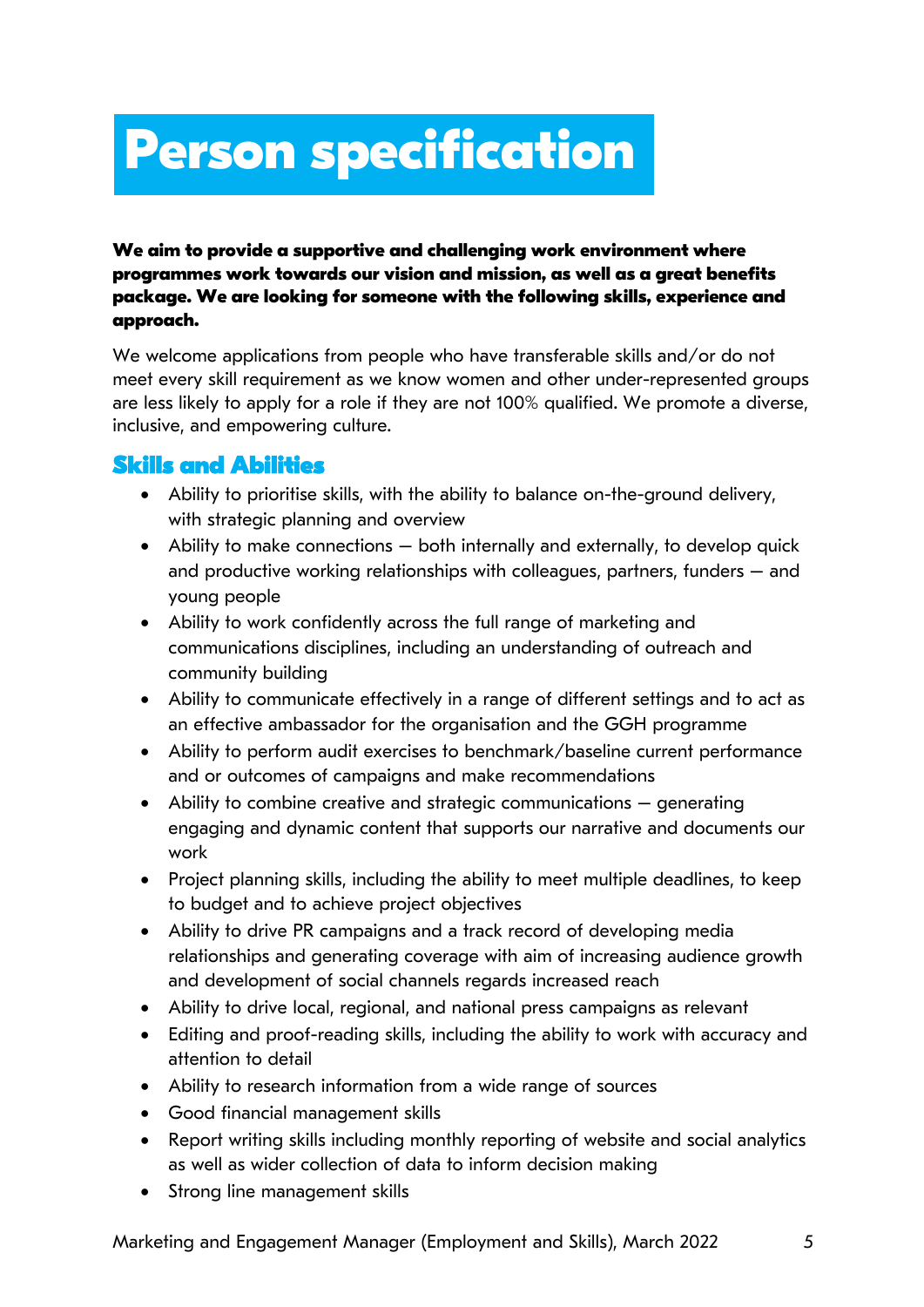# Person specification

**We aim to provide a supportive and challenging work environment where programmes work towards our vision and mission, as well as a great benefits package. We are looking for someone with the following skills, experience and approach.**

We welcome applications from people who have transferable skills and/or do not meet every skill requirement as we know women and other under-represented groups are less likely to apply for a role if they are not 100% qualified. We promote a diverse, inclusive, and empowering culture.

## Skills and Abilities

- Ability to prioritise skills, with the ability to balance on-the-ground delivery, with strategic planning and overview
- Ability to make connections – both internally and externally, to develop quick and productive working relationships with colleagues, partners, funders – and young people
- Ability to work confidently across the full range of marketing and communications disciplines, including an understanding of outreach and community building
- Ability to communicate effectively in a range of different settings and to act as an effective ambassador for the organisation and the GGH programme
- Ability to perform audit exercises to benchmark/baseline current performance and or outcomes of campaigns and make recommendations
- Ability to combine creative and strategic communications – generating engaging and dynamic content that supports our narrative and documents our work
- Project planning skills, including the ability to meet multiple deadlines, to keep to budget and to achieve project objectives
- Ability to drive PR campaigns and a track record of developing media relationships and generating coverage with aim of increasing audience growth and development of social channels regards increased reach
- Ability to drive local, regional, and national press campaigns as relevant
- Editing and proof-reading skills, including the ability to work with accuracy and attention to detail
- Ability to research information from a wide range of sources
- Good financial management skills
- Report writing skills including monthly reporting of website and social analytics as well as wider collection of data to inform decision making
- Strong line management skills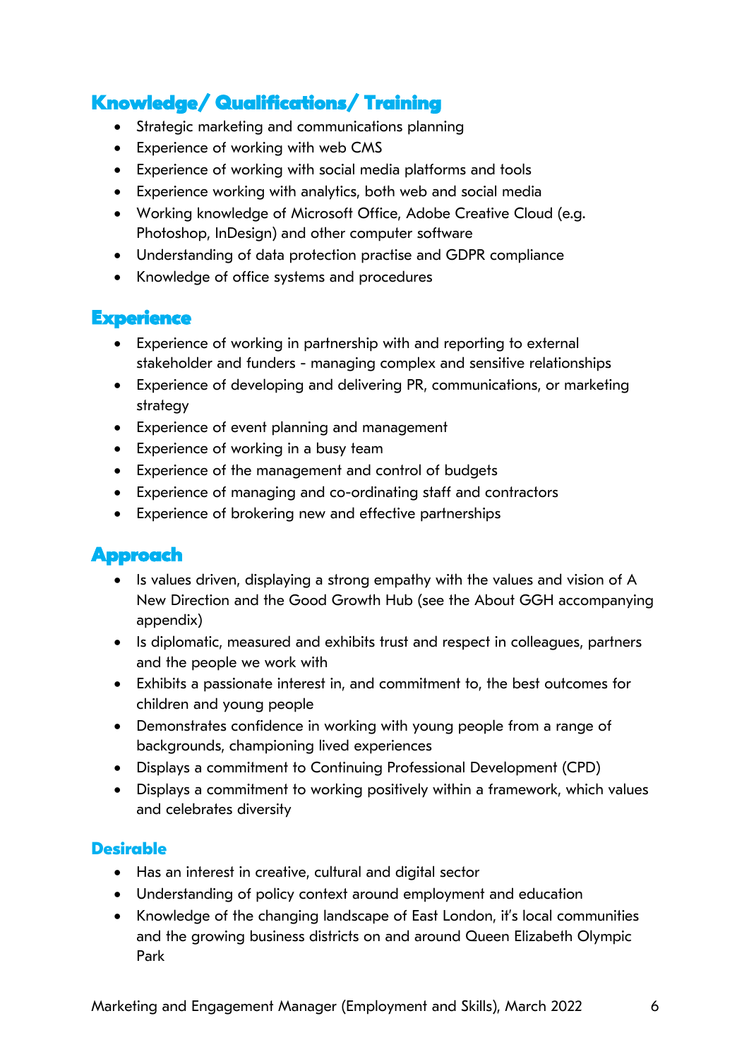## Knowledge/ Qualifications/ Training

- Strategic marketing and communications planning
- Experience of working with web CMS
- Experience of working with social media platforms and tools
- Experience working with analytics, both web and social media
- Working knowledge of Microsoft Office, Adobe Creative Cloud (e.g. Photoshop, InDesign) and other computer software
- Understanding of data protection practise and GDPR compliance
- Knowledge of office systems and procedures

## Experience

- Experience of working in partnership with and reporting to external stakeholder and funders - managing complex and sensitive relationships
- Experience of developing and delivering PR, communications, or marketing strategy
- Experience of event planning and management
- Experience of working in a busy team
- Experience of the management and control of budgets
- Experience of managing and co-ordinating staff and contractors
- Experience of brokering new and effective partnerships

## Approach

- Is values driven, displaying a strong empathy with the values and vision of A New Direction and the Good Growth Hub (see the About GGH accompanying appendix)
- Is diplomatic, measured and exhibits trust and respect in colleagues, partners and the people we work with
- Exhibits a passionate interest in, and commitment to, the best outcomes for children and young people
- Demonstrates confidence in working with young people from a range of backgrounds, championing lived experiences
- Displays a commitment to Continuing Professional Development (CPD)
- Displays a commitment to working positively within a framework, which values and celebrates diversity

### Desirable

- Has an interest in creative, cultural and digital sector
- Understanding of policy context around employment and education
- Knowledge of the changing landscape of East London, it's local communities and the growing business districts on and around Queen Elizabeth Olympic Park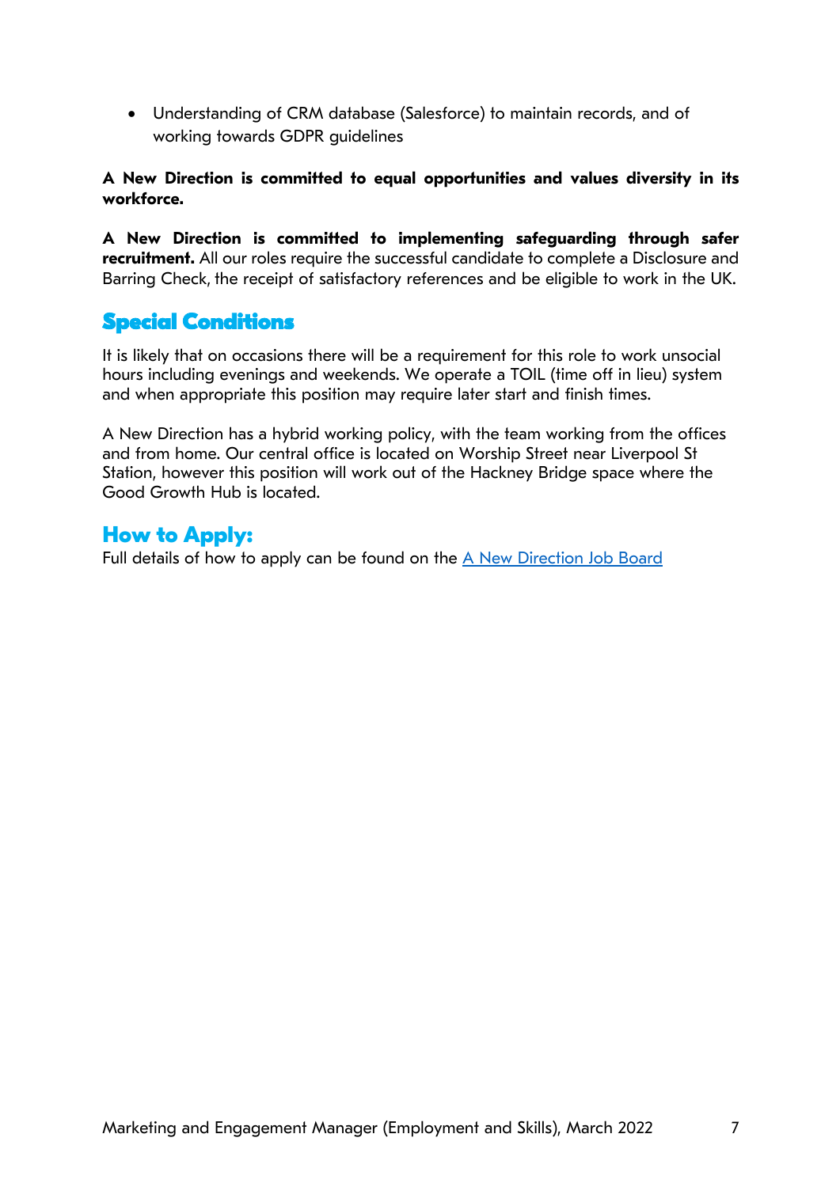- Understanding of CRM database (Salesforce) to maintain records, and of working towards GDPR guidelines

**A New Direction is committed to equal opportunities and values diversity in its workforce.**

**A New Direction is committed to implementing safeguarding through safer recruitment.** All our roles require the successful candidate to complete a Disclosure and Barring Check, the receipt of satisfactory references and be eligible to work in the UK.

## Special Conditions

It is likely that on occasions there will be a requirement for this role to work unsocial hours including evenings and weekends. We operate a TOIL (time off in lieu) system and when appropriate this position may require later start and finish times.

A New Direction has a hybrid working policy, with the team working from the offices and from home. Our central office is located on Worship Street near Liverpool St Station, however this position will work out of the Hackney Bridge space where the Good Growth Hub is located.

## How to Apply:

Full details of how to apply can be found on the [A New Direction Job Board]